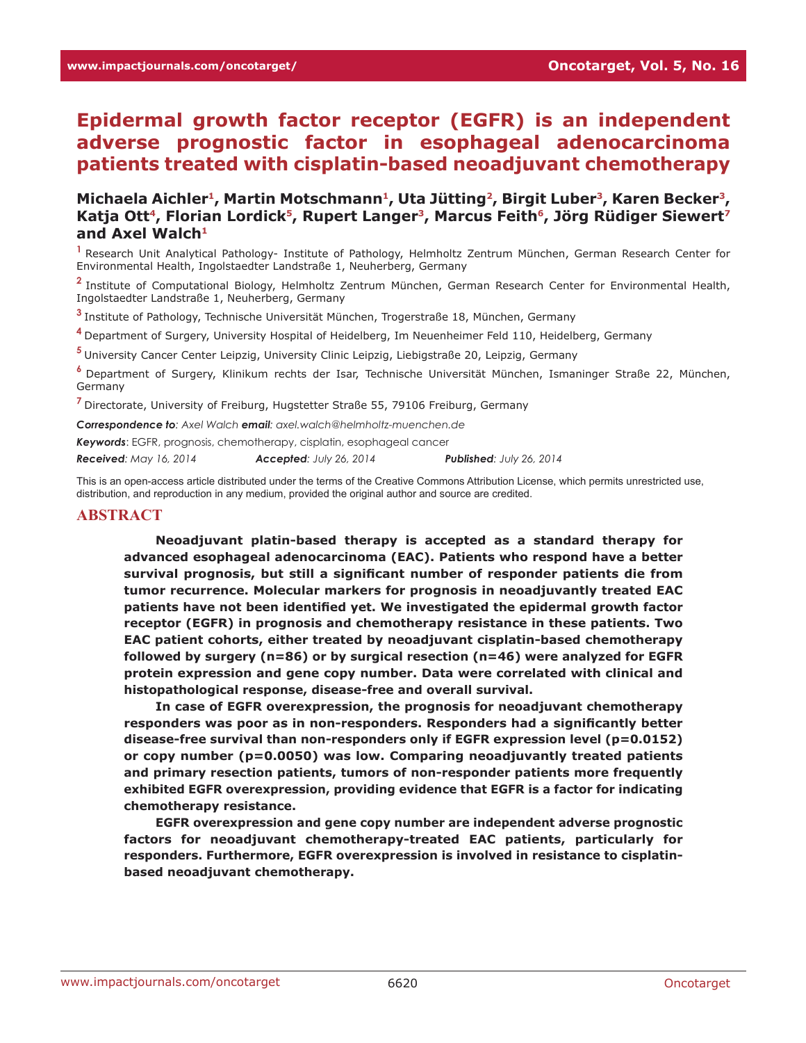# Epidermal growth factor receptor (EGFR) is an independent adverse prognostic factor in esophageal adenocarcinoma patients treated with cisplatin-based neoadjuvant chemotherapy

**Michaela Aichler[1], Martin Motschmann[1], Uta Jütting[2], Birgit Luber[3], Karen Becker[3], Katja Ott[4], Florian Lordick[5], Rupert Langer[3], Marcus Feith[6], Jörg Rüdiger Siewert[7] and Axel Walch[1]**

[1] Research Unit Analytical Pathology- Institute of Pathology, Helmholtz Zentrum München, German Research Center for Environmental Health, Ingolstaedter Landstraße 1, Neuherberg, Germany

[2] Institute of Computational Biology, Helmholtz Zentrum München, German Research Center for Environmental Health, Ingolstaedter Landstraße 1, Neuherberg, Germany

[3] Institute of Pathology, Technische Universität München, Trogerstraße 18, München, Germany

[4] Department of Surgery, University Hospital of Heidelberg, Im Neuenheimer Feld 110, Heidelberg, Germany

[5] University Cancer Center Leipzig, University Clinic Leipzig, Liebigstraße 20, Leipzig, Germany

[6] Department of Surgery, Klinikum rechts der Isar, Technische Universität München, Ismaninger Straße 22, München, Germany

[7] Directorate, University of Freiburg, Hugstetter Straße 55, 79106 Freiburg, Germany

***Correspondence to****: Axel Walch* ***email****: axel.walch@helmholtz-muenchen.de*

***Keywords***: EGFR, prognosis, chemotherapy, cisplatin, esophageal cancer

***Received****: May 16, 2014* ***Accepted****: July 26, 2014* ***Published****: July 26, 2014*

This is an open-access article distributed under the terms of the Creative Commons Attribution License, which permits unrestricted use, distribution, and reproduction in any medium, provided the original author and source are credited.

## ABSTRACT

**Neoadjuvant platin-based therapy is accepted as a standard therapy for advanced esophageal adenocarcinoma (EAC). Patients who respond have a better survival prognosis, but still a significant number of responder patients die from tumor recurrence. Molecular markers for prognosis in neoadjuvantly treated EAC patients have not been identified yet. We investigated the epidermal growth factor receptor (EGFR) in prognosis and chemotherapy resistance in these patients. Two EAC patient cohorts, either treated by neoadjuvant cisplatin-based chemotherapy followed by surgery (n=86) or by surgical resection (n=46) were analyzed for EGFR protein expression and gene copy number. Data were correlated with clinical and histopathological response, disease-free and overall survival.**

**In case of EGFR overexpression, the prognosis for neoadjuvant chemotherapy responders was poor as in non-responders. Responders had a significantly better disease-free survival than non-responders only if EGFR expression level (p=0.0152) or copy number (p=0.0050) was low. Comparing neoadjuvantly treated patients and primary resection patients, tumors of non-responder patients more frequently exhibited EGFR overexpression, providing evidence that EGFR is a factor for indicating chemotherapy resistance.**

**EGFR overexpression and gene copy number are independent adverse prognostic factors for neoadjuvant chemotherapy-treated EAC patients, particularly for responders. Furthermore, EGFR overexpression is involved in resistance to cisplatin-based neoadjuvant chemotherapy.**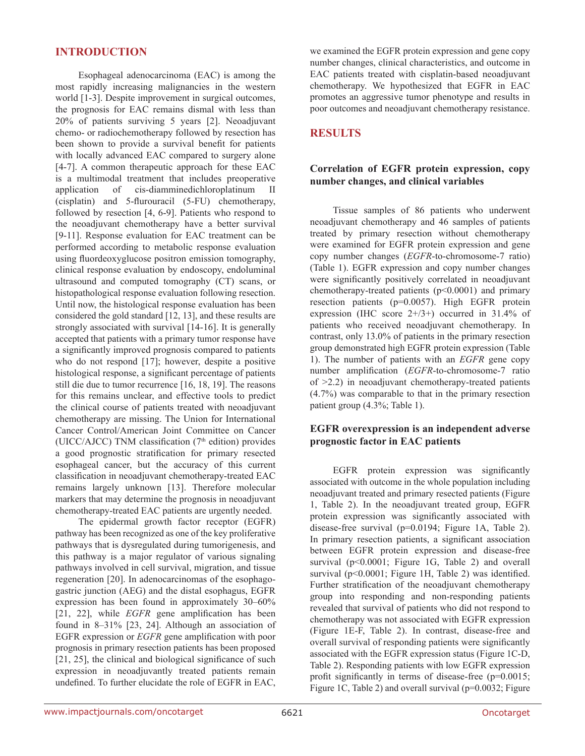## INTRODUCTION

Esophageal adenocarcinoma (EAC) is among the most rapidly increasing malignancies in the western world [1-3]. Despite improvement in surgical outcomes, the prognosis for EAC remains dismal with less than 20% of patients surviving 5 years [2]. Neoadjuvant chemo- or radiochemotherapy followed by resection has been shown to provide a survival benefit for patients with locally advanced EAC compared to surgery alone [4-7]. A common therapeutic approach for these EAC is a multimodal treatment that includes preoperative application of cis-diamminedichloroplatinum II (cisplatin) and 5-flurouracil (5-FU) chemotherapy, followed by resection [4, 6-9]. Patients who respond to the neoadjuvant chemotherapy have a better survival [9-11]. Response evaluation for EAC treatment can be performed according to metabolic response evaluation using fluordeoxyglucose positron emission tomography, clinical response evaluation by endoscopy, endoluminal ultrasound and computed tomography (CT) scans, or histopathological response evaluation following resection. Until now, the histological response evaluation has been considered the gold standard [12, 13], and these results are strongly associated with survival [14-16]. It is generally accepted that patients with a primary tumor response have a significantly improved prognosis compared to patients who do not respond [17]; however, despite a positive histological response, a significant percentage of patients still die due to tumor recurrence [16, 18, 19]. The reasons for this remains unclear, and effective tools to predict the clinical course of patients treated with neoadjuvant chemotherapy are missing. The Union for International Cancer Control/American Joint Committee on Cancer (UICC/AJCC) TNM classification (7th edition) provides a good prognostic stratification for primary resected esophageal cancer, but the accuracy of this current classification in neoadjuvant chemotherapy-treated EAC remains largely unknown [13]. Therefore molecular markers that may determine the prognosis in neoadjuvant chemotherapy-treated EAC patients are urgently needed.

The epidermal growth factor receptor (EGFR) pathway has been recognized as one of the key proliferative pathways that is dysregulated during tumorigenesis, and this pathway is a major regulator of various signaling pathways involved in cell survival, migration, and tissue regeneration [20]. In adenocarcinomas of the esophago-gastric junction (AEG) and the distal esophagus, EGFR expression has been found in approximately 30–60% [21, 22], while *EGFR* gene amplification has been found in 8–31% [23, 24]. Although an association of EGFR expression or *EGFR* gene amplification with poor prognosis in primary resection patients has been proposed [21, 25], the clinical and biological significance of such expression in neoadjuvantly treated patients remain undefined. To further elucidate the role of EGFR in EAC, we examined the EGFR protein expression and gene copy number changes, clinical characteristics, and outcome in EAC patients treated with cisplatin-based neoadjuvant chemotherapy. We hypothesized that EGFR in EAC promotes an aggressive tumor phenotype and results in poor outcomes and neoadjuvant chemotherapy resistance.

## RESULTS

### Correlation of EGFR protein expression, copy number changes, and clinical variables

Tissue samples of 86 patients who underwent neoadjuvant chemotherapy and 46 samples of patients treated by primary resection without chemotherapy were examined for EGFR protein expression and gene copy number changes (*EGFR*-to-chromosome-7 ratio) (Table 1). EGFR expression and copy number changes were significantly positively correlated in neoadjuvant chemotherapy-treated patients ($p<0.0001$) and primary resection patients ($p=0.0057$). High EGFR protein expression (IHC score 2+/3+) occurred in 31.4% of patients who received neoadjuvant chemotherapy. In contrast, only 13.0% of patients in the primary resection group demonstrated high EGFR protein expression (Table 1). The number of patients with an *EGFR* gene copy number amplification (*EGFR*-to-chromosome-7 ratio of >2.2) in neoadjuvant chemotherapy-treated patients (4.7%) was comparable to that in the primary resection patient group (4.3%; Table 1).

### EGFR overexpression is an independent adverse prognostic factor in EAC patients

EGFR protein expression was significantly associated with outcome in the whole population including neoadjuvant treated and primary resected patients (Figure 1, Table 2). In the neoadjuvant treated group, EGFR protein expression was significantly associated with disease-free survival ($p=0.0194$; Figure 1A, Table 2). In primary resection patients, a significant association between EGFR protein expression and disease-free survival ($p<0.0001$; Figure 1G, Table 2) and overall survival ($p<0.0001$; Figure 1H, Table 2) was identified. Further stratification of the neoadjuvant chemotherapy group into responding and non-responding patients revealed that survival of patients who did not respond to chemotherapy was not associated with EGFR expression (Figure 1E-F, Table 2). In contrast, disease-free and overall survival of responding patients were significantly associated with the EGFR expression status (Figure 1C-D, Table 2). Responding patients with low EGFR expression profit significantly in terms of disease-free ($p=0.0015$; Figure 1C, Table 2) and overall survival ($p=0.0032$; Figure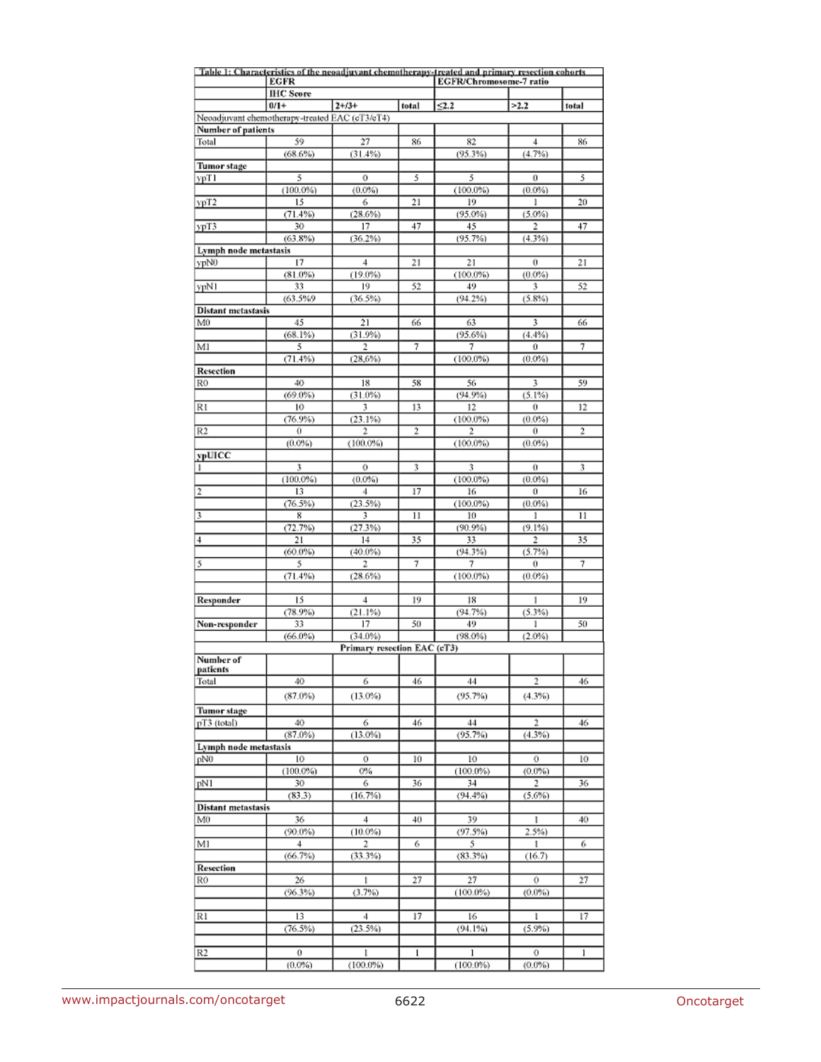Table 1: Characteristics of the neoadjuvant chemotherapy-treated and primary resection cohorts

| | EGFR | | | EGFR/Chromosome-7 ratio | | |
|---|---|---|---|---|---|---|
| | IHC Score | | | | | |
| | 0/1+ | 2+/3+ | total | ≤2.2 | >2.2 | total |
| Neoadjuvant chemotherapy-treated EAC (cT3/cT4) | | | | | | |
| **Number of patients** | | | | | | |
| Total | 59 | 27 | 86 | 82 | 4 | 86 |
| | (68.6%) | (31.4%) | | (95.3%) | (4.7%) | |
| **Tumor stage** | | | | | | |
| ypT1 | 5 | 0 | 5 | 5 | 0 | 5 |
| | (100.0%) | (0.0%) | | (100.0%) | (0.0%) | |
| ypT2 | 15 | 6 | 21 | 19 | 1 | 20 |
| | (71.4%) | (28.6%) | | (95.0%) | (5.0%) | |
| ypT3 | 30 | 17 | 47 | 45 | 2 | 47 |
| | (63.8%) | (36.2%) | | (95.7%) | (4.3%) | |
| **Lymph node metastasis** | | | | | | |
| ypN0 | 17 | 4 | 21 | 21 | 0 | 21 |
| | (81.0%) | (19.0%) | | (100.0%) | (0.0%) | |
| ypN1 | 33 | 19 | 52 | 49 | 3 | 52 |
| | (63.5%9 | (36.5%) | | (94.2%) | (5.8%) | |
| **Distant metastasis** | | | | | | |
| M0 | 45 | 21 | 66 | 63 | 3 | 66 |
| | (68.1%) | (31.9%) | | (95.6%) | (4.4%) | |
| M1 | 5 | 2 | 7 | 7 | 0 | 7 |
| | (71.4%) | (28,6%) | | (100.0%) | (0.0%) | |
| **Resection** | | | | | | |
| R0 | 40 | 18 | 58 | 56 | 3 | 59 |
| | (69.0%) | (31.0%) | | (94.9%) | (5.1%) | |
| R1 | 10 | 3 | 13 | 12 | 0 | 12 |
| | (76.9%) | (23.1%) | | (100.0%) | (0.0%) | |
| R2 | 0 | 2 | 2 | 2 | 0 | 2 |
| | (0.0%) | (100.0%) | | (100.0%) | (0.0%) | |
| **ypUICC** | | | | | | |
| 1 | 3 | 0 | 3 | 3 | 0 | 3 |
| | (100.0%) | (0.0%) | | (100.0%) | (0.0%) | |
| 2 | 13 | 4 | 17 | 16 | 0 | 16 |
| | (76.5%) | (23.5%) | | (100.0%) | (0.0%) | |
| 3 | 8 | 3 | 11 | 10 | 1 | 11 |
| | (72.7%) | (27.3%) | | (90.9%) | (9.1%) | |
| 4 | 21 | 14 | 35 | 33 | 2 | 35 |
| | (60.0%) | (40.0%) | | (94.3%) | (5.7%) | |
| 5 | 5 | 2 | 7 | 7 | 0 | 7 |
| | (71.4%) | (28.6%) | | (100.0%) | (0.0%) | |
| | | | | | | |
| **Responder** | 15 | 4 | 19 | 18 | 1 | 19 |
| | (78.9%) | (21.1%) | | (94.7%) | (5.3%) | |
| **Non-responder** | 33 | 17 | 50 | 49 | 1 | 50 |
| | (66.0%) | (34.0%) | | (98.0%) | (2.0%) | |
| Primary resection EAC (cT3) | | | | | | |
| **Number of patients** | | | | | | |
| Total | 40 | 6 | 46 | 44 | 2 | 46 |
| | (87.0%) | (13.0%) | | (95.7%) | (4.3%) | |
| **Tumor stage** | | | | | | |
| pT3 (total) | 40 | 6 | 46 | 44 | 2 | 46 |
| | (87.0%) | (13.0%) | | (95.7%) | (4.3%) | |
| **Lymph node metastasis** | | | | | | |
| pN0 | 10 | 0 | 10 | 10 | 0 | 10 |
| | (100.0%) | 0% | | (100.0%) | (0.0%) | |
| pN1 | 30 | 6 | 36 | 34 | 2 | 36 |
| | (83.3) | (16.7%) | | (94.4%) | (5.6%) | |
| **Distant metastasis** | | | | | | |
| M0 | 36 | 4 | 40 | 39 | 1 | 40 |
| | (90.0%) | (10.0%) | | (97.5%) | 2.5%) | |
| M1 | 4 | 2 | 6 | 5 | 1 | 6 |
| | (66.7%) | (33.3%) | | (83.3%) | (16.7) | |
| **Resection** | | | | | | |
| R0 | 26 | 1 | 27 | 27 | 0 | 27 |
| | (96.3%) | (3.7%) | | (100.0%) | (0.0%) | |
| | | | | | | |
| R1 | 13 | 4 | 17 | 16 | 1 | 17 |
| | (76.5%) | (23.5%) | | (94.1%) | (5.9%) | |
| | | | | | | |
| R2 | 0 | 1 | 1 | 1 | 0 | 1 |
| | (0.0%) | (100.0%) | | (100.0%) | (0.0%) | |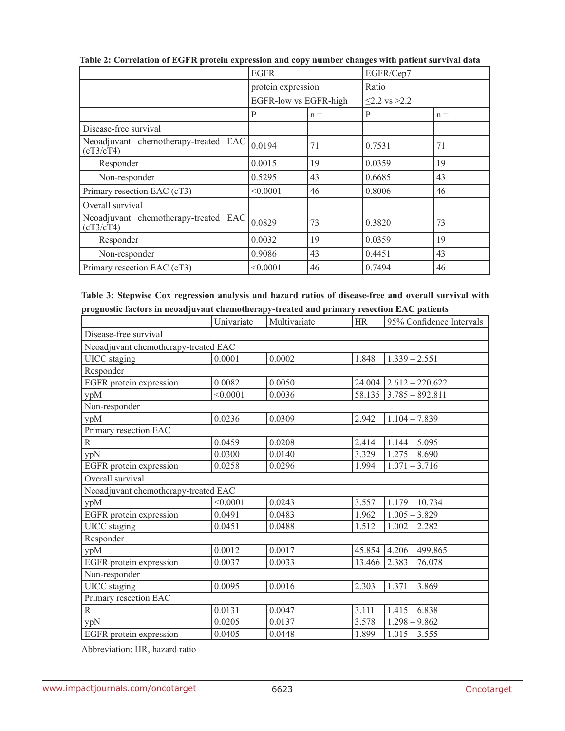**Table 2: Correlation of EGFR protein expression and copy number changes with patient survival data**

| | EGFR | | EGFR/Cep7 | |
|---|---|---|---|---|
| | protein expression | | Ratio | |
| | EGFR-low vs EGFR-high | | ≤2.2 vs >2.2 | |
| | P | n = | P | n = |
| Disease-free survival | | | | |
| Neoadjuvant chemotherapy-treated EAC (cT3/cT4) | 0.0194 | 71 | 0.7531 | 71 |
| Responder | 0.0015 | 19 | 0.0359 | 19 |
| Non-responder | 0.5295 | 43 | 0.6685 | 43 |
| Primary resection EAC (cT3) | <0.0001 | 46 | 0.8006 | 46 |
| Overall survival | | | | |
| Neoadjuvant chemotherapy-treated EAC (cT3/cT4) | 0.0829 | 73 | 0.3820 | 73 |
| Responder | 0.0032 | 19 | 0.0359 | 19 |
| Non-responder | 0.9086 | 43 | 0.4451 | 43 |
| Primary resection EAC (cT3) | <0.0001 | 46 | 0.7494 | 46 |

**Table 3: Stepwise Cox regression analysis and hazard ratios of disease-free and overall survival with prognostic factors in neoadjuvant chemotherapy-treated and primary resection EAC patients**

| | Univariate | Multivariate | HR | 95% Confidence Intervals |
|---|---|---|---|---|
| Disease-free survival | | | | |
| Neoadjuvant chemotherapy-treated EAC | | | | |
| UICC staging | 0.0001 | 0.0002 | 1.848 | 1.339 – 2.551 |
| Responder | | | | |
| EGFR protein expression | 0.0082 | 0.0050 | 24.004 | 2.612 – 220.622 |
| ypM | <0.0001 | 0.0036 | 58.135 | 3.785 – 892.811 |
| Non-responder | | | | |
| ypM | 0.0236 | 0.0309 | 2.942 | 1.104 – 7.839 |
| Primary resection EAC | | | | |
| R | 0.0459 | 0.0208 | 2.414 | 1.144 – 5.095 |
| ypN | 0.0300 | 0.0140 | 3.329 | 1.275 – 8.690 |
| EGFR protein expression | 0.0258 | 0.0296 | 1.994 | 1.071 – 3.716 |
| Overall survival | | | | |
| Neoadjuvant chemotherapy-treated EAC | | | | |
| ypM | <0.0001 | 0.0243 | 3.557 | 1.179 – 10.734 |
| EGFR protein expression | 0.0491 | 0.0483 | 1.962 | 1.005 – 3.829 |
| UICC staging | 0.0451 | 0.0488 | 1.512 | 1.002 – 2.282 |
| Responder | | | | |
| ypM | 0.0012 | 0.0017 | 45.854 | 4.206 – 499.865 |
| EGFR protein expression | 0.0037 | 0.0033 | 13.466 | 2.383 – 76.078 |
| Non-responder | | | | |
| UICC staging | 0.0095 | 0.0016 | 2.303 | 1.371 – 3.869 |
| Primary resection EAC | | | | |
| R | 0.0131 | 0.0047 | 3.111 | 1.415 – 6.838 |
| ypN | 0.0205 | 0.0137 | 3.578 | 1.298 – 9.862 |
| EGFR protein expression | 0.0405 | 0.0448 | 1.899 | 1.015 – 3.555 |

Abbreviation: HR, hazard ratio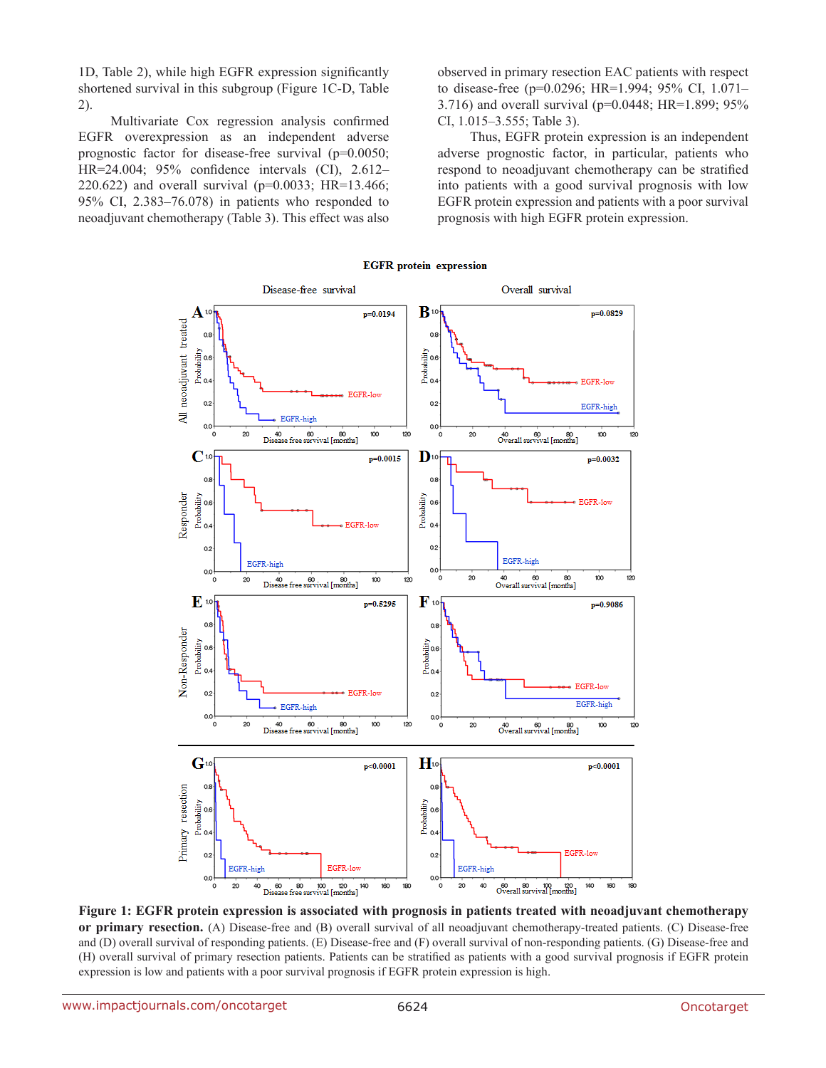1D, Table 2), while high EGFR expression significantly shortened survival in this subgroup (Figure 1C-D, Table 2).

Multivariate Cox regression analysis confirmed EGFR overexpression as an independent adverse prognostic factor for disease-free survival (p=0.0050; HR=24.004; 95% confidence intervals (CI), 2.612–220.622) and overall survival (p=0.0033; HR=13.466; 95% CI, 2.383–76.078) in patients who responded to neoadjuvant chemotherapy (Table 3). This effect was also observed in primary resection EAC patients with respect to disease-free (p=0.0296; HR=1.994; 95% CI, 1.071–3.716) and overall survival (p=0.0448; HR=1.899; 95% CI, 1.015–3.555; Table 3).

Thus, EGFR protein expression is an independent adverse prognostic factor, in particular, patients who respond to neoadjuvant chemotherapy can be stratified into patients with a good survival prognosis with low EGFR protein expression and patients with a poor survival prognosis with high EGFR protein expression.

**Figure 1: EGFR protein expression is associated with prognosis in patients treated with neoadjuvant chemotherapy or primary resection.** (A) Disease-free and (B) overall survival of all neoadjuvant chemotherapy-treated patients. (C) Disease-free and (D) overall survival of responding patients. (E) Disease-free and (F) overall survival of non-responding patients. (G) Disease-free and (H) overall survival of primary resection patients. Patients can be stratified as patients with a good survival prognosis if EGFR protein expression is low and patients with a poor survival prognosis if EGFR protein expression is high.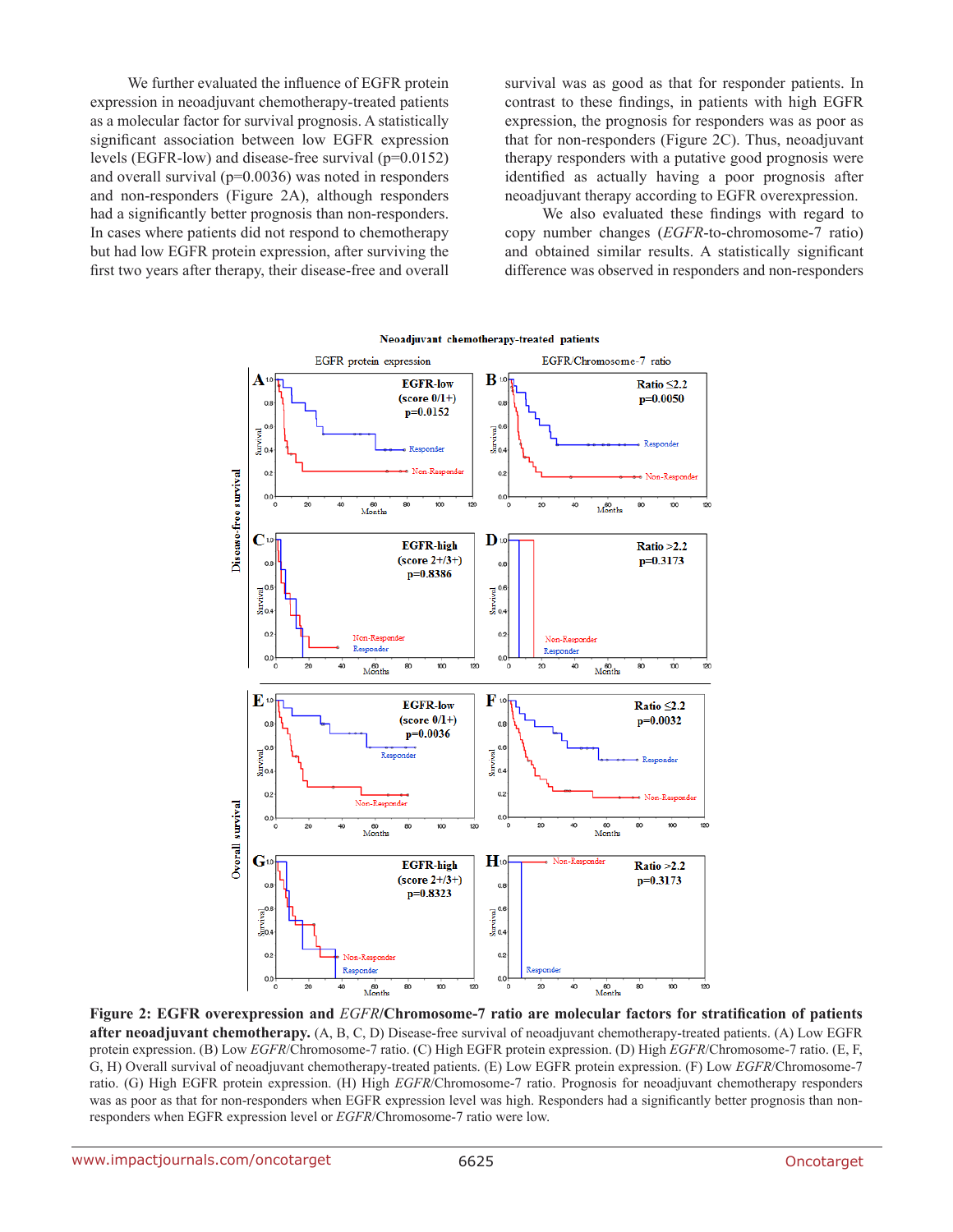We further evaluated the influence of EGFR protein expression in neoadjuvant chemotherapy-treated patients as a molecular factor for survival prognosis. A statistically significant association between low EGFR expression levels (EGFR-low) and disease-free survival (p=0.0152) and overall survival (p=0.0036) was noted in responders and non-responders (Figure 2A), although responders had a significantly better prognosis than non-responders. In cases where patients did not respond to chemotherapy but had low EGFR protein expression, after surviving the first two years after therapy, their disease-free and overall survival was as good as that for responder patients. In contrast to these findings, in patients with high EGFR expression, the prognosis for responders was as poor as that for non-responders (Figure 2C). Thus, neoadjuvant therapy responders with a putative good prognosis were identified as actually having a poor prognosis after neoadjuvant therapy according to EGFR overexpression.

We also evaluated these findings with regard to copy number changes (*EGFR*-to-chromosome-7 ratio) and obtained similar results. A statistically significant difference was observed in responders and non-responders

**Figure 2: EGFR overexpression and *EGFR*/Chromosome-7 ratio are molecular factors for stratification of patients after neoadjuvant chemotherapy.** (A, B, C, D) Disease-free survival of neoadjuvant chemotherapy-treated patients. (A) Low EGFR protein expression. (B) Low *EGFR*/Chromosome-7 ratio. (C) High EGFR protein expression. (D) High *EGFR*/Chromosome-7 ratio. (E, F, G, H) Overall survival of neoadjuvant chemotherapy-treated patients. (E) Low EGFR protein expression. (F) Low *EGFR*/Chromosome-7 ratio. (G) High EGFR protein expression. (H) High *EGFR*/Chromosome-7 ratio. Prognosis for neoadjuvant chemotherapy responders was as poor as that for non-responders when EGFR expression level was high. Responders had a significantly better prognosis than non-responders when EGFR expression level or *EGFR*/Chromosome-7 ratio were low.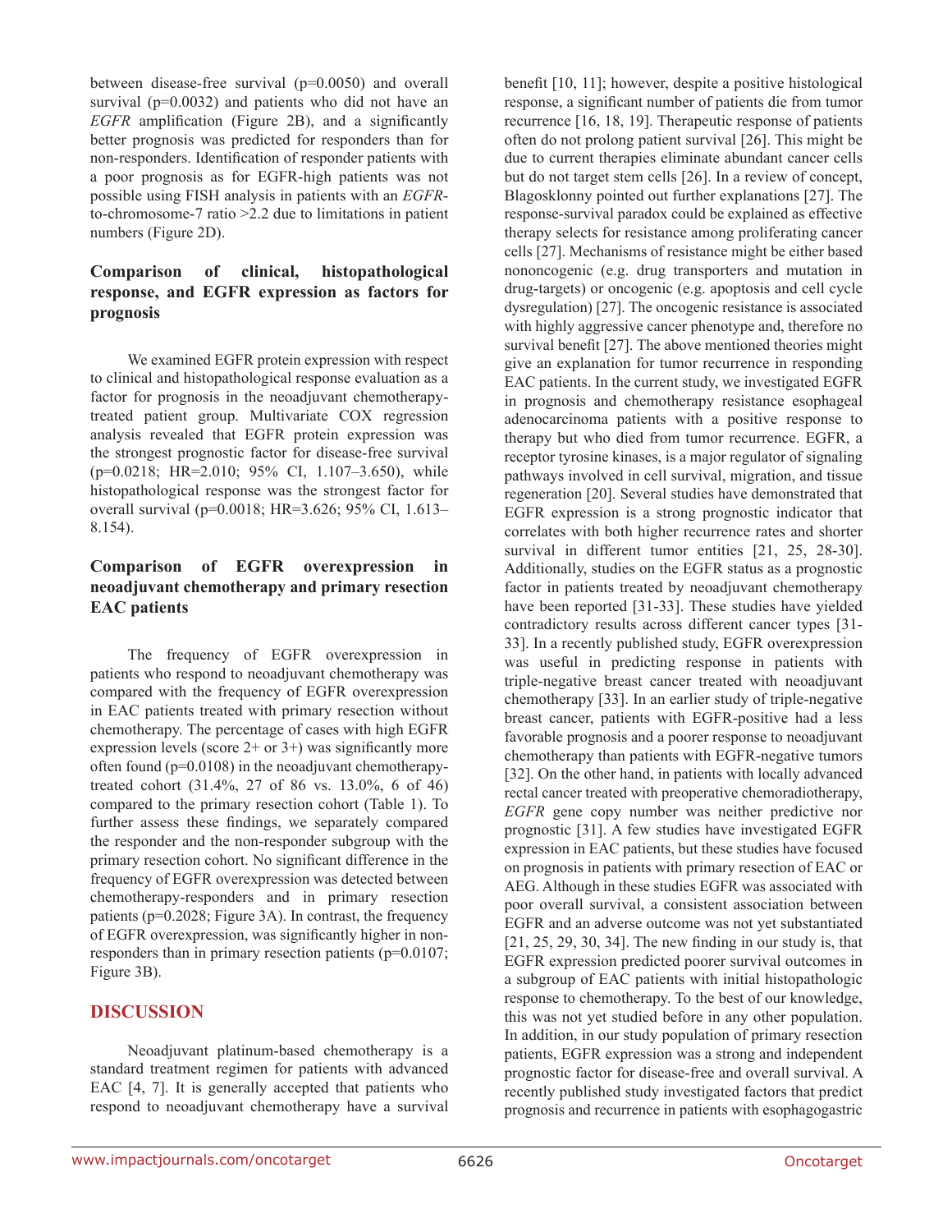between disease-free survival (p=0.0050) and overall survival (p=0.0032) and patients who did not have an *EGFR* amplification (Figure 2B), and a significantly better prognosis was predicted for responders than for non-responders. Identification of responder patients with a poor prognosis as for EGFR-high patients was not possible using FISH analysis in patients with an *EGFR*-to-chromosome-7 ratio >2.2 due to limitations in patient numbers (Figure 2D).

### Comparison of clinical, histopathological response, and EGFR expression as factors for prognosis

We examined EGFR protein expression with respect to clinical and histopathological response evaluation as a factor for prognosis in the neoadjuvant chemotherapy-treated patient group. Multivariate COX regression analysis revealed that EGFR protein expression was the strongest prognostic factor for disease-free survival (p=0.0218; HR=2.010; 95% CI, 1.107–3.650), while histopathological response was the strongest factor for overall survival (p=0.0018; HR=3.626; 95% CI, 1.613–8.154).

### Comparison of EGFR overexpression in neoadjuvant chemotherapy and primary resection EAC patients

The frequency of EGFR overexpression in patients who respond to neoadjuvant chemotherapy was compared with the frequency of EGFR overexpression in EAC patients treated with primary resection without chemotherapy. The percentage of cases with high EGFR expression levels (score 2+ or 3+) was significantly more often found (p=0.0108) in the neoadjuvant chemotherapy-treated cohort (31.4%, 27 of 86 vs. 13.0%, 6 of 46) compared to the primary resection cohort (Table 1). To further assess these findings, we separately compared the responder and the non-responder subgroup with the primary resection cohort. No significant difference in the frequency of EGFR overexpression was detected between chemotherapy-responders and in primary resection patients (p=0.2028; Figure 3A). In contrast, the frequency of EGFR overexpression, was significantly higher in non-responders than in primary resection patients (p=0.0107; Figure 3B).

## DISCUSSION

Neoadjuvant platinum-based chemotherapy is a standard treatment regimen for patients with advanced EAC [4, 7]. It is generally accepted that patients who respond to neoadjuvant chemotherapy have a survival benefit [10, 11]; however, despite a positive histological response, a significant number of patients die from tumor recurrence [16, 18, 19]. Therapeutic response of patients often do not prolong patient survival [26]. This might be due to current therapies eliminate abundant cancer cells but do not target stem cells [26]. In a review of concept, Blagosklonny pointed out further explanations [27]. The response-survival paradox could be explained as effective therapy selects for resistance among proliferating cancer cells [27]. Mechanisms of resistance might be either based nononcogenic (e.g. drug transporters and mutation in drug-targets) or oncogenic (e.g. apoptosis and cell cycle dysregulation) [27]. The oncogenic resistance is associated with highly aggressive cancer phenotype and, therefore no survival benefit [27]. The above mentioned theories might give an explanation for tumor recurrence in responding EAC patients. In the current study, we investigated EGFR in prognosis and chemotherapy resistance esophageal adenocarcinoma patients with a positive response to therapy but who died from tumor recurrence. EGFR, a receptor tyrosine kinases, is a major regulator of signaling pathways involved in cell survival, migration, and tissue regeneration [20]. Several studies have demonstrated that EGFR expression is a strong prognostic indicator that correlates with both higher recurrence rates and shorter survival in different tumor entities [21, 25, 28-30]. Additionally, studies on the EGFR status as a prognostic factor in patients treated by neoadjuvant chemotherapy have been reported [31-33]. These studies have yielded contradictory results across different cancer types [31-33]. In a recently published study, EGFR overexpression was useful in predicting response in patients with triple-negative breast cancer treated with neoadjuvant chemotherapy [33]. In an earlier study of triple-negative breast cancer, patients with EGFR-positive had a less favorable prognosis and a poorer response to neoadjuvant chemotherapy than patients with EGFR-negative tumors [32]. On the other hand, in patients with locally advanced rectal cancer treated with preoperative chemoradiotherapy, *EGFR* gene copy number was neither predictive nor prognostic [31]. A few studies have investigated EGFR expression in EAC patients, but these studies have focused on prognosis in patients with primary resection of EAC or AEG. Although in these studies EGFR was associated with poor overall survival, a consistent association between EGFR and an adverse outcome was not yet substantiated [21, 25, 29, 30, 34]. The new finding in our study is, that EGFR expression predicted poorer survival outcomes in a subgroup of EAC patients with initial histopathologic response to chemotherapy. To the best of our knowledge, this was not yet studied before in any other population. In addition, in our study population of primary resection patients, EGFR expression was a strong and independent prognostic factor for disease-free and overall survival. A recently published study investigated factors that predict prognosis and recurrence in patients with esophagogastric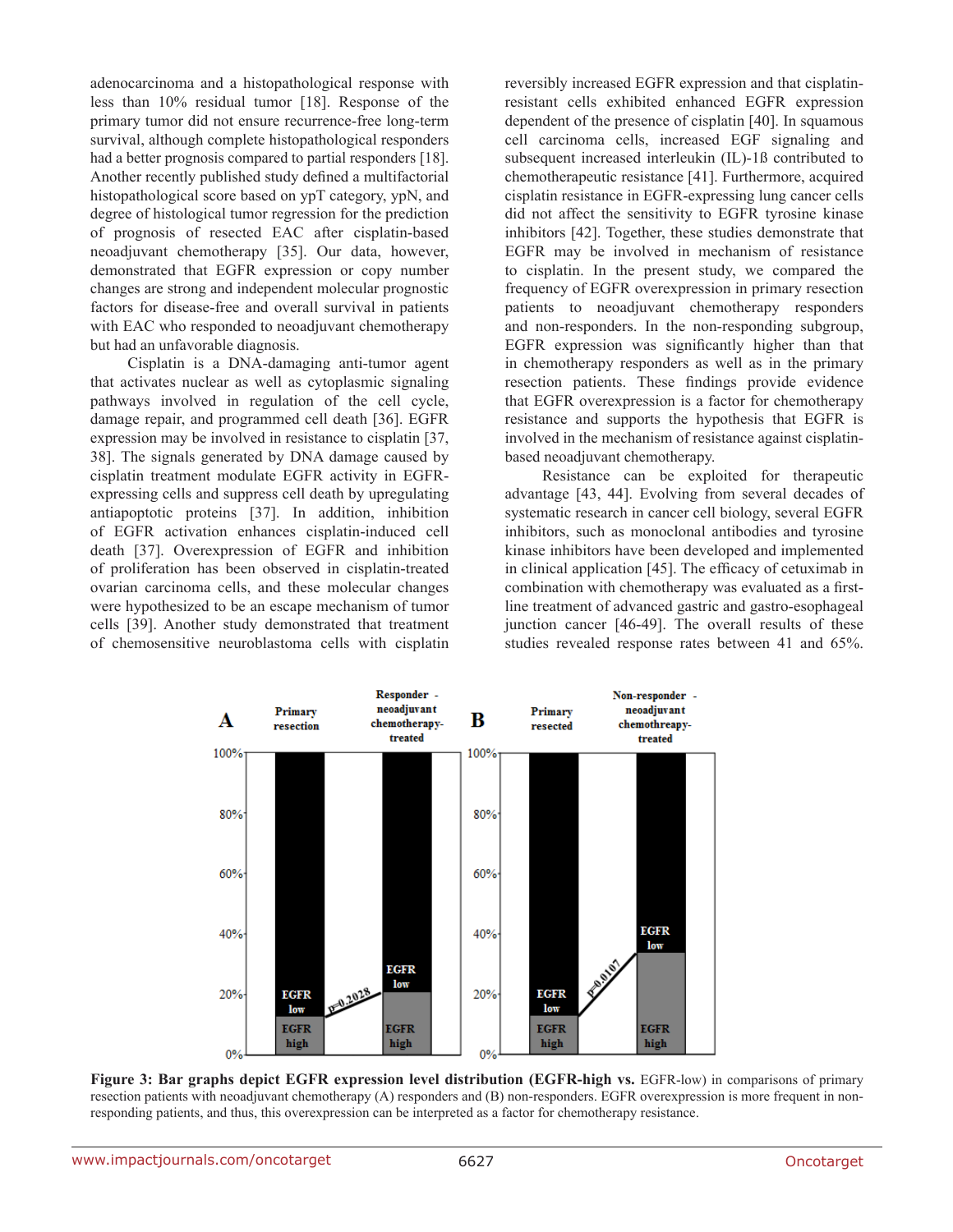adenocarcinoma and a histopathological response with less than 10% residual tumor [18]. Response of the primary tumor did not ensure recurrence-free long-term survival, although complete histopathological responders had a better prognosis compared to partial responders [18]. Another recently published study defined a multifactorial histopathological score based on ypT category, ypN, and degree of histological tumor regression for the prediction of prognosis of resected EAC after cisplatin-based neoadjuvant chemotherapy [35]. Our data, however, demonstrated that EGFR expression or copy number changes are strong and independent molecular prognostic factors for disease-free and overall survival in patients with EAC who responded to neoadjuvant chemotherapy but had an unfavorable diagnosis.

Cisplatin is a DNA-damaging anti-tumor agent that activates nuclear as well as cytoplasmic signaling pathways involved in regulation of the cell cycle, damage repair, and programmed cell death [36]. EGFR expression may be involved in resistance to cisplatin [37, 38]. The signals generated by DNA damage caused by cisplatin treatment modulate EGFR activity in EGFR-expressing cells and suppress cell death by upregulating antiapoptotic proteins [37]. In addition, inhibition of EGFR activation enhances cisplatin-induced cell death [37]. Overexpression of EGFR and inhibition of proliferation has been observed in cisplatin-treated ovarian carcinoma cells, and these molecular changes were hypothesized to be an escape mechanism of tumor cells [39]. Another study demonstrated that treatment of chemosensitive neuroblastoma cells with cisplatin reversibly increased EGFR expression and that cisplatin-resistant cells exhibited enhanced EGFR expression dependent of the presence of cisplatin [40]. In squamous cell carcinoma cells, increased EGF signaling and subsequent increased interleukin (IL)-1ß contributed to chemotherapeutic resistance [41]. Furthermore, acquired cisplatin resistance in EGFR-expressing lung cancer cells did not affect the sensitivity to EGFR tyrosine kinase inhibitors [42]. Together, these studies demonstrate that EGFR may be involved in mechanism of resistance to cisplatin. In the present study, we compared the frequency of EGFR overexpression in primary resection patients to neoadjuvant chemotherapy responders and non-responders. In the non-responding subgroup, EGFR expression was significantly higher than that in chemotherapy responders as well as in the primary resection patients. These findings provide evidence that EGFR overexpression is a factor for chemotherapy resistance and supports the hypothesis that EGFR is involved in the mechanism of resistance against cisplatin-based neoadjuvant chemotherapy.

Resistance can be exploited for therapeutic advantage [43, 44]. Evolving from several decades of systematic research in cancer cell biology, several EGFR inhibitors, such as monoclonal antibodies and tyrosine kinase inhibitors have been developed and implemented in clinical application [45]. The efficacy of cetuximab in combination with chemotherapy was evaluated as a first-line treatment of advanced gastric and gastro-esophageal junction cancer [46-49]. The overall results of these studies revealed response rates between 41 and 65%.

**Figure 3: Bar graphs depict EGFR expression level distribution (EGFR-high vs.** EGFR-low) in comparisons of primary resection patients with neoadjuvant chemotherapy (A) responders and (B) non-responders. EGFR overexpression is more frequent in non-responding patients, and thus, this overexpression can be interpreted as a factor for chemotherapy resistance.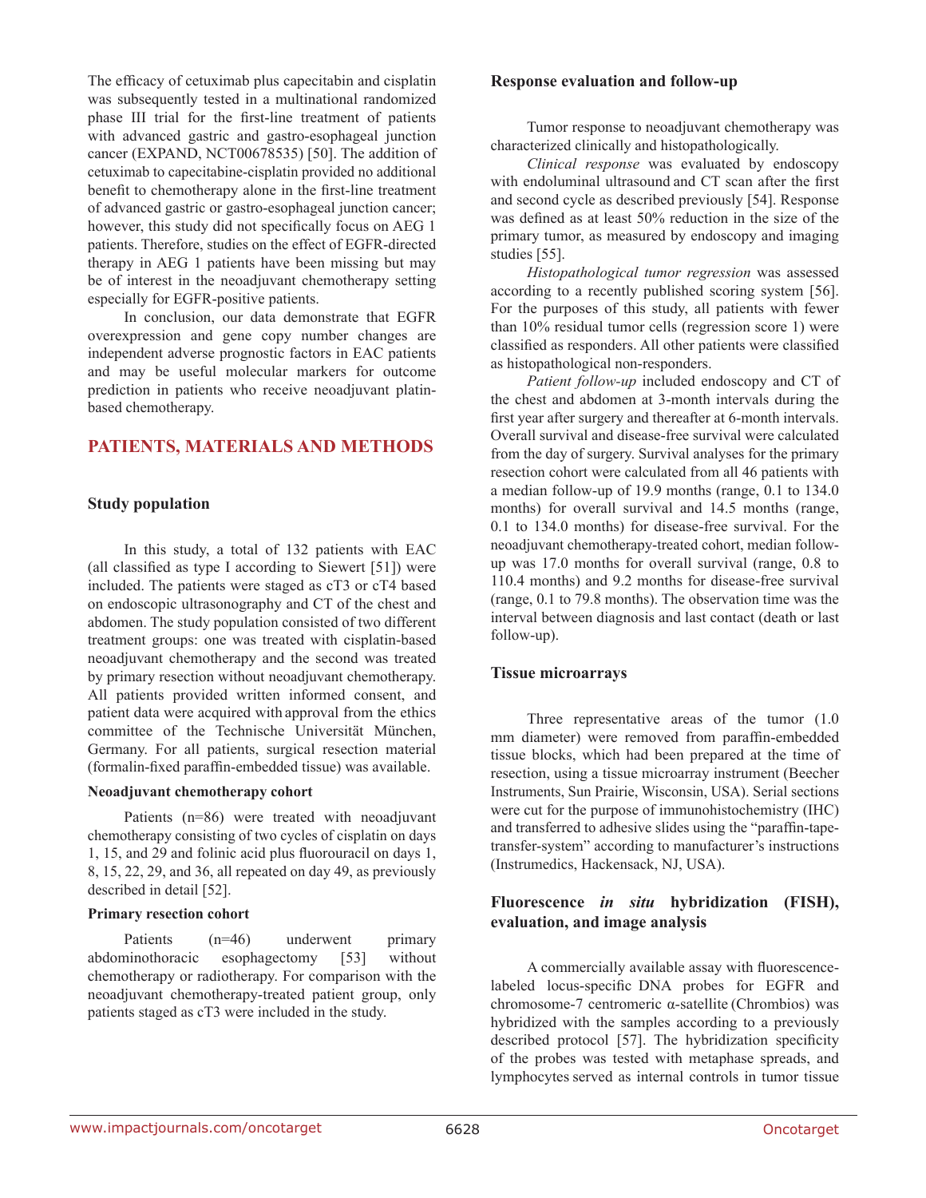The efficacy of cetuximab plus capecitabin and cisplatin was subsequently tested in a multinational randomized phase III trial for the first-line treatment of patients with advanced gastric and gastro-esophageal junction cancer (EXPAND, NCT00678535) [50]. The addition of cetuximab to capecitabine-cisplatin provided no additional benefit to chemotherapy alone in the first-line treatment of advanced gastric or gastro-esophageal junction cancer; however, this study did not specifically focus on AEG 1 patients. Therefore, studies on the effect of EGFR-directed therapy in AEG 1 patients have been missing but may be of interest in the neoadjuvant chemotherapy setting especially for EGFR-positive patients.

In conclusion, our data demonstrate that EGFR overexpression and gene copy number changes are independent adverse prognostic factors in EAC patients and may be useful molecular markers for outcome prediction in patients who receive neoadjuvant platin-based chemotherapy.

## PATIENTS, MATERIALS AND METHODS

### Study population

In this study, a total of 132 patients with EAC (all classified as type I according to Siewert [51]) were included. The patients were staged as cT3 or cT4 based on endoscopic ultrasonography and CT of the chest and abdomen. The study population consisted of two different treatment groups: one was treated with cisplatin-based neoadjuvant chemotherapy and the second was treated by primary resection without neoadjuvant chemotherapy. All patients provided written informed consent, and patient data were acquired with approval from the ethics committee of the Technische Universität München, Germany. For all patients, surgical resection material (formalin-fixed paraffin-embedded tissue) was available.

#### Neoadjuvant chemotherapy cohort

Patients (n=86) were treated with neoadjuvant chemotherapy consisting of two cycles of cisplatin on days 1, 15, and 29 and folinic acid plus fluorouracil on days 1, 8, 15, 22, 29, and 36, all repeated on day 49, as previously described in detail [52].

#### Primary resection cohort

Patients (n=46) underwent primary abdominothoracic esophagectomy [53] without chemotherapy or radiotherapy. For comparison with the neoadjuvant chemotherapy-treated patient group, only patients staged as cT3 were included in the study.

### Response evaluation and follow-up

Tumor response to neoadjuvant chemotherapy was characterized clinically and histopathologically.

*Clinical response* was evaluated by endoscopy with endoluminal ultrasound and CT scan after the first and second cycle as described previously [54]. Response was defined as at least 50% reduction in the size of the primary tumor, as measured by endoscopy and imaging studies [55].

*Histopathological tumor regression* was assessed according to a recently published scoring system [56]. For the purposes of this study, all patients with fewer than 10% residual tumor cells (regression score 1) were classified as responders. All other patients were classified as histopathological non-responders.

*Patient follow-up* included endoscopy and CT of the chest and abdomen at 3-month intervals during the first year after surgery and thereafter at 6-month intervals. Overall survival and disease-free survival were calculated from the day of surgery. Survival analyses for the primary resection cohort were calculated from all 46 patients with a median follow-up of 19.9 months (range, 0.1 to 134.0 months) for overall survival and 14.5 months (range, 0.1 to 134.0 months) for disease-free survival. For the neoadjuvant chemotherapy-treated cohort, median follow-up was 17.0 months for overall survival (range, 0.8 to 110.4 months) and 9.2 months for disease-free survival (range, 0.1 to 79.8 months). The observation time was the interval between diagnosis and last contact (death or last follow-up).

### Tissue microarrays

Three representative areas of the tumor (1.0 mm diameter) were removed from paraffin-embedded tissue blocks, which had been prepared at the time of resection, using a tissue microarray instrument (Beecher Instruments, Sun Prairie, Wisconsin, USA). Serial sections were cut for the purpose of immunohistochemistry (IHC) and transferred to adhesive slides using the "paraffin-tape-transfer-system" according to manufacturer's instructions (Instrumedics, Hackensack, NJ, USA).

### Fluorescence *in situ* hybridization (FISH), evaluation, and image analysis

A commercially available assay with fluorescence-labeled locus-specific DNA probes for EGFR and chromosome-7 centromeric α-satellite (Chrombios) was hybridized with the samples according to a previously described protocol [57]. The hybridization specificity of the probes was tested with metaphase spreads, and lymphocytes served as internal controls in tumor tissue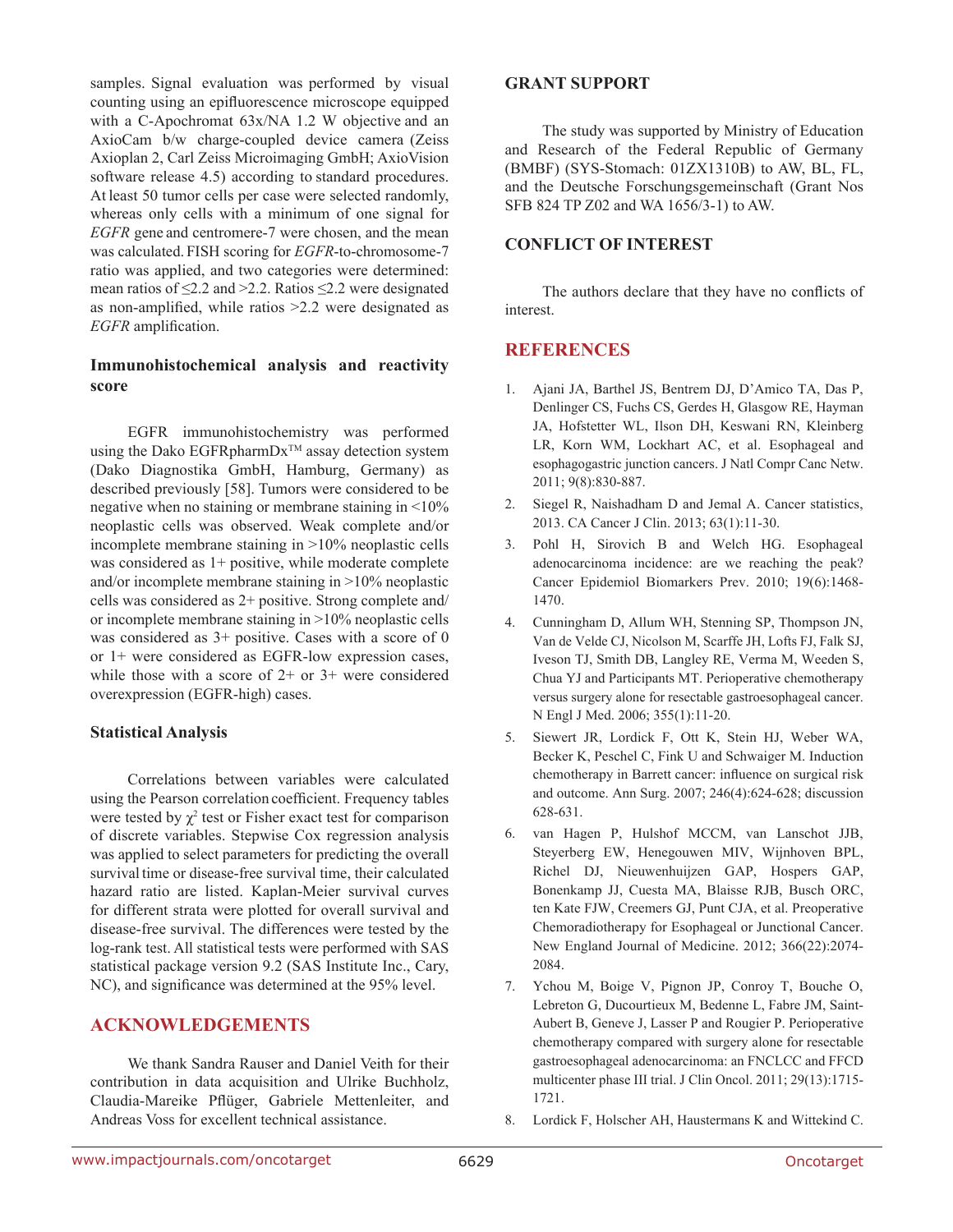samples. Signal evaluation was performed by visual counting using an epifluorescence microscope equipped with a C-Apochromat 63x/NA 1.2 W objective and an AxioCam b/w charge-coupled device camera (Zeiss Axioplan 2, Carl Zeiss Microimaging GmbH; AxioVision software release 4.5) according to standard procedures. At least 50 tumor cells per case were selected randomly, whereas only cells with a minimum of one signal for *EGFR* gene and centromere-7 were chosen, and the mean was calculated. FISH scoring for *EGFR*-to-chromosome-7 ratio was applied, and two categories were determined: mean ratios of ≤2.2 and >2.2. Ratios ≤2.2 were designated as non-amplified, while ratios >2.2 were designated as *EGFR* amplification.

### Immunohistochemical analysis and reactivity score

EGFR immunohistochemistry was performed using the Dako EGFRpharmDx™ assay detection system (Dako Diagnostika GmbH, Hamburg, Germany) as described previously [58]. Tumors were considered to be negative when no staining or membrane staining in <10% neoplastic cells was observed. Weak complete and/or incomplete membrane staining in >10% neoplastic cells was considered as 1+ positive, while moderate complete and/or incomplete membrane staining in >10% neoplastic cells was considered as 2+ positive. Strong complete and/or incomplete membrane staining in >10% neoplastic cells was considered as 3+ positive. Cases with a score of 0 or 1+ were considered as EGFR-low expression cases, while those with a score of 2+ or 3+ were considered overexpression (EGFR-high) cases.

### Statistical Analysis

Correlations between variables were calculated using the Pearson correlation coefficient. Frequency tables were tested by $\chi^2$ test or Fisher exact test for comparison of discrete variables. Stepwise Cox regression analysis was applied to select parameters for predicting the overall survival time or disease-free survival time, their calculated hazard ratio are listed. Kaplan-Meier survival curves for different strata were plotted for overall survival and disease-free survival. The differences were tested by the log-rank test. All statistical tests were performed with SAS statistical package version 9.2 (SAS Institute Inc., Cary, NC), and significance was determined at the 95% level.

## ACKNOWLEDGEMENTS

We thank Sandra Rauser and Daniel Veith for their contribution in data acquisition and Ulrike Buchholz, Claudia-Mareike Pflüger, Gabriele Mettenleiter, and Andreas Voss for excellent technical assistance.

### GRANT SUPPORT

The study was supported by Ministry of Education and Research of the Federal Republic of Germany (BMBF) (SYS-Stomach: 01ZX1310B) to AW, BL, FL, and the Deutsche Forschungsgemeinschaft (Grant Nos SFB 824 TP Z02 and WA 1656/3-1) to AW.

### CONFLICT OF INTEREST

The authors declare that they have no conflicts of interest.

## REFERENCES

1. Ajani JA, Barthel JS, Bentrem DJ, D'Amico TA, Das P, Denlinger CS, Fuchs CS, Gerdes H, Glasgow RE, Hayman JA, Hofstetter WL, Ilson DH, Keswani RN, Kleinberg LR, Korn WM, Lockhart AC, et al. Esophageal and esophagogastric junction cancers. J Natl Compr Canc Netw. 2011; 9(8):830-887.
2. Siegel R, Naishadham D and Jemal A. Cancer statistics, 2013. CA Cancer J Clin. 2013; 63(1):11-30.
3. Pohl H, Sirovich B and Welch HG. Esophageal adenocarcinoma incidence: are we reaching the peak? Cancer Epidemiol Biomarkers Prev. 2010; 19(6):1468-1470.
4. Cunningham D, Allum WH, Stenning SP, Thompson JN, Van de Velde CJ, Nicolson M, Scarffe JH, Lofts FJ, Falk SJ, Iveson TJ, Smith DB, Langley RE, Verma M, Weeden S, Chua YJ and Participants MT. Perioperative chemotherapy versus surgery alone for resectable gastroesophageal cancer. N Engl J Med. 2006; 355(1):11-20.
5. Siewert JR, Lordick F, Ott K, Stein HJ, Weber WA, Becker K, Peschel C, Fink U and Schwaiger M. Induction chemotherapy in Barrett cancer: influence on surgical risk and outcome. Ann Surg. 2007; 246(4):624-628; discussion 628-631.
6. van Hagen P, Hulshof MCCM, van Lanschot JJB, Steyerberg EW, Henegouwen MIV, Wijnhoven BPL, Richel DJ, Nieuwenhuijzen GAP, Hospers GAP, Bonenkamp JJ, Cuesta MA, Blaisse RJB, Busch ORC, ten Kate FJW, Creemers GJ, Punt CJA, et al. Preoperative Chemoradiotherapy for Esophageal or Junctional Cancer. New England Journal of Medicine. 2012; 366(22):2074-2084.
7. Ychou M, Boige V, Pignon JP, Conroy T, Bouche O, Lebreton G, Ducourtieux M, Bedenne L, Fabre JM, Saint-Aubert B, Geneve J, Lasser P and Rougier P. Perioperative chemotherapy compared with surgery alone for resectable gastroesophageal adenocarcinoma: an FNCLCC and FFCD multicenter phase III trial. J Clin Oncol. 2011; 29(13):1715-1721.
8. Lordick F, Holscher AH, Haustermans K and Wittekind C.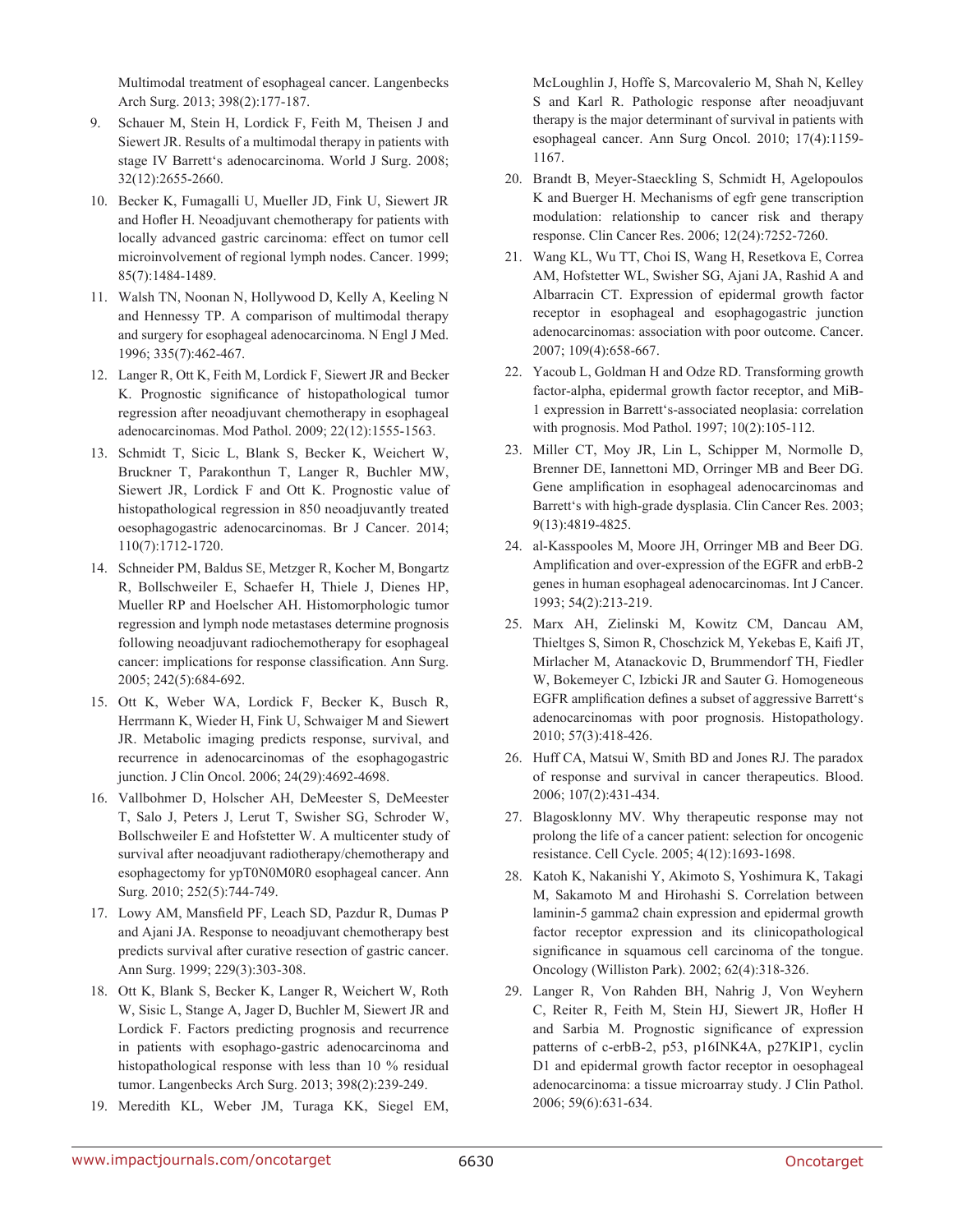Multimodal treatment of esophageal cancer. Langenbecks Arch Surg. 2013; 398(2):177-187.

9. Schauer M, Stein H, Lordick F, Feith M, Theisen J and Siewert JR. Results of a multimodal therapy in patients with stage IV Barrett's adenocarcinoma. World J Surg. 2008; 32(12):2655-2660.

10. Becker K, Fumagalli U, Mueller JD, Fink U, Siewert JR and Hofler H. Neoadjuvant chemotherapy for patients with locally advanced gastric carcinoma: effect on tumor cell microinvolvement of regional lymph nodes. Cancer. 1999; 85(7):1484-1489.

11. Walsh TN, Noonan N, Hollywood D, Kelly A, Keeling N and Hennessy TP. A comparison of multimodal therapy and surgery for esophageal adenocarcinoma. N Engl J Med. 1996; 335(7):462-467.

12. Langer R, Ott K, Feith M, Lordick F, Siewert JR and Becker K. Prognostic significance of histopathological tumor regression after neoadjuvant chemotherapy in esophageal adenocarcinomas. Mod Pathol. 2009; 22(12):1555-1563.

13. Schmidt T, Sicic L, Blank S, Becker K, Weichert W, Bruckner T, Parakonthun T, Langer R, Buchler MW, Siewert JR, Lordick F and Ott K. Prognostic value of histopathological regression in 850 neoadjuvantly treated oesophagogastric adenocarcinomas. Br J Cancer. 2014; 110(7):1712-1720.

14. Schneider PM, Baldus SE, Metzger R, Kocher M, Bongartz R, Bollschweiler E, Schaefer H, Thiele J, Dienes HP, Mueller RP and Hoelscher AH. Histomorphologic tumor regression and lymph node metastases determine prognosis following neoadjuvant radiochemotherapy for esophageal cancer: implications for response classification. Ann Surg. 2005; 242(5):684-692.

15. Ott K, Weber WA, Lordick F, Becker K, Busch R, Herrmann K, Wieder H, Fink U, Schwaiger M and Siewert JR. Metabolic imaging predicts response, survival, and recurrence in adenocarcinomas of the esophagogastric junction. J Clin Oncol. 2006; 24(29):4692-4698.

16. Vallbohmer D, Holscher AH, DeMeester S, DeMeester T, Salo J, Peters J, Lerut T, Swisher SG, Schroder W, Bollschweiler E and Hofstetter W. A multicenter study of survival after neoadjuvant radiotherapy/chemotherapy and esophagectomy for ypT0N0M0R0 esophageal cancer. Ann Surg. 2010; 252(5):744-749.

17. Lowy AM, Mansfield PF, Leach SD, Pazdur R, Dumas P and Ajani JA. Response to neoadjuvant chemotherapy best predicts survival after curative resection of gastric cancer. Ann Surg. 1999; 229(3):303-308.

18. Ott K, Blank S, Becker K, Langer R, Weichert W, Roth W, Sisic L, Stange A, Jager D, Buchler M, Siewert JR and Lordick F. Factors predicting prognosis and recurrence in patients with esophago-gastric adenocarcinoma and histopathological response with less than 10 % residual tumor. Langenbecks Arch Surg. 2013; 398(2):239-249.

19. Meredith KL, Weber JM, Turaga KK, Siegel EM, McLoughlin J, Hoffe S, Marcovalerio M, Shah N, Kelley S and Karl R. Pathologic response after neoadjuvant therapy is the major determinant of survival in patients with esophageal cancer. Ann Surg Oncol. 2010; 17(4):1159-1167.

20. Brandt B, Meyer-Staeckling S, Schmidt H, Agelopoulos K and Buerger H. Mechanisms of egfr gene transcription modulation: relationship to cancer risk and therapy response. Clin Cancer Res. 2006; 12(24):7252-7260.

21. Wang KL, Wu TT, Choi IS, Wang H, Resetkova E, Correa AM, Hofstetter WL, Swisher SG, Ajani JA, Rashid A and Albarracin CT. Expression of epidermal growth factor receptor in esophageal and esophagogastric junction adenocarcinomas: association with poor outcome. Cancer. 2007; 109(4):658-667.

22. Yacoub L, Goldman H and Odze RD. Transforming growth factor-alpha, epidermal growth factor receptor, and MiB-1 expression in Barrett's-associated neoplasia: correlation with prognosis. Mod Pathol. 1997; 10(2):105-112.

23. Miller CT, Moy JR, Lin L, Schipper M, Normolle D, Brenner DE, Iannettoni MD, Orringer MB and Beer DG. Gene amplification in esophageal adenocarcinomas and Barrett's with high-grade dysplasia. Clin Cancer Res. 2003; 9(13):4819-4825.

24. al-Kasspooles M, Moore JH, Orringer MB and Beer DG. Amplification and over-expression of the EGFR and erbB-2 genes in human esophageal adenocarcinomas. Int J Cancer. 1993; 54(2):213-219.

25. Marx AH, Zielinski M, Kowitz CM, Dancau AM, Thieltges S, Simon R, Choschzick M, Yekebas E, Kaifi JT, Mirlacher M, Atanackovic D, Brummendorf TH, Fiedler W, Bokemeyer C, Izbicki JR and Sauter G. Homogeneous EGFR amplification defines a subset of aggressive Barrett's adenocarcinomas with poor prognosis. Histopathology. 2010; 57(3):418-426.

26. Huff CA, Matsui W, Smith BD and Jones RJ. The paradox of response and survival in cancer therapeutics. Blood. 2006; 107(2):431-434.

27. Blagosklonny MV. Why therapeutic response may not prolong the life of a cancer patient: selection for oncogenic resistance. Cell Cycle. 2005; 4(12):1693-1698.

28. Katoh K, Nakanishi Y, Akimoto S, Yoshimura K, Takagi M, Sakamoto M and Hirohashi S. Correlation between laminin-5 gamma2 chain expression and epidermal growth factor receptor expression and its clinicopathological significance in squamous cell carcinoma of the tongue. Oncology (Williston Park). 2002; 62(4):318-326.

29. Langer R, Von Rahden BH, Nahrig J, Von Weyhern C, Reiter R, Feith M, Stein HJ, Siewert JR, Hofler H and Sarbia M. Prognostic significance of expression patterns of c-erbB-2, p53, p16INK4A, p27KIP1, cyclin D1 and epidermal growth factor receptor in oesophageal adenocarcinoma: a tissue microarray study. J Clin Pathol. 2006; 59(6):631-634.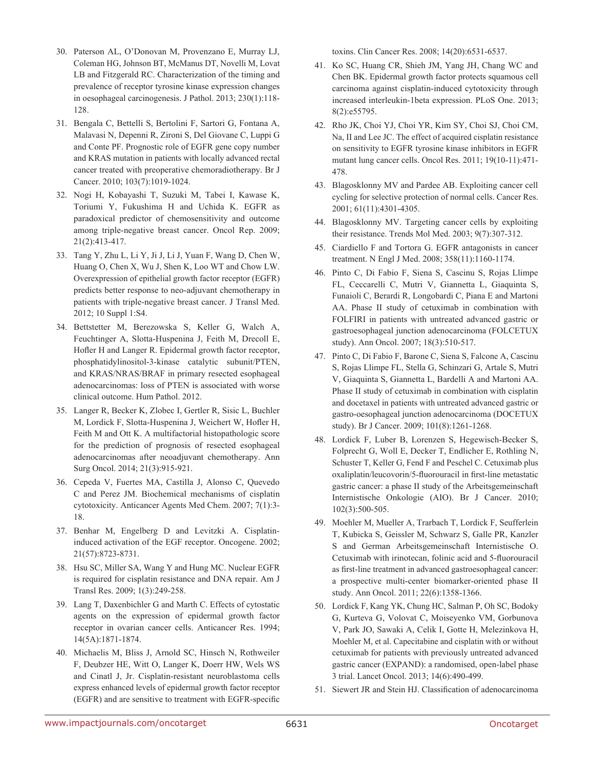30. Paterson AL, O'Donovan M, Provenzano E, Murray LJ, Coleman HG, Johnson BT, McManus DT, Novelli M, Lovat LB and Fitzgerald RC. Characterization of the timing and prevalence of receptor tyrosine kinase expression changes in oesophageal carcinogenesis. J Pathol. 2013; 230(1):118-128.

31. Bengala C, Bettelli S, Bertolini F, Sartori G, Fontana A, Malavasi N, Depenni R, Zironi S, Del Giovane C, Luppi G and Conte PF. Prognostic role of EGFR gene copy number and KRAS mutation in patients with locally advanced rectal cancer treated with preoperative chemoradiotherapy. Br J Cancer. 2010; 103(7):1019-1024.

32. Nogi H, Kobayashi T, Suzuki M, Tabei I, Kawase K, Toriumi Y, Fukushima H and Uchida K. EGFR as paradoxical predictor of chemosensitivity and outcome among triple-negative breast cancer. Oncol Rep. 2009; 21(2):413-417.

33. Tang Y, Zhu L, Li Y, Ji J, Li J, Yuan F, Wang D, Chen W, Huang O, Chen X, Wu J, Shen K, Loo WT and Chow LW. Overexpression of epithelial growth factor receptor (EGFR) predicts better response to neo-adjuvant chemotherapy in patients with triple-negative breast cancer. J Transl Med. 2012; 10 Suppl 1:S4.

34. Bettstetter M, Berezowska S, Keller G, Walch A, Feuchtinger A, Slotta-Huspenina J, Feith M, Drecoll E, Hofler H and Langer R. Epidermal growth factor receptor, phosphatidylinositol-3-kinase catalytic subunit/PTEN, and KRAS/NRAS/BRAF in primary resected esophageal adenocarcinomas: loss of PTEN is associated with worse clinical outcome. Hum Pathol. 2012.

35. Langer R, Becker K, Zlobec I, Gertler R, Sisic L, Buchler M, Lordick F, Slotta-Huspenina J, Weichert W, Hofler H, Feith M and Ott K. A multifactorial histopathologic score for the prediction of prognosis of resected esophageal adenocarcinomas after neoadjuvant chemotherapy. Ann Surg Oncol. 2014; 21(3):915-921.

36. Cepeda V, Fuertes MA, Castilla J, Alonso C, Quevedo C and Perez JM. Biochemical mechanisms of cisplatin cytotoxicity. Anticancer Agents Med Chem. 2007; 7(1):3-18.

37. Benhar M, Engelberg D and Levitzki A. Cisplatin-induced activation of the EGF receptor. Oncogene. 2002; 21(57):8723-8731.

38. Hsu SC, Miller SA, Wang Y and Hung MC. Nuclear EGFR is required for cisplatin resistance and DNA repair. Am J Transl Res. 2009; 1(3):249-258.

39. Lang T, Daxenbichler G and Marth C. Effects of cytostatic agents on the expression of epidermal growth factor receptor in ovarian cancer cells. Anticancer Res. 1994; 14(5A):1871-1874.

40. Michaelis M, Bliss J, Arnold SC, Hinsch N, Rothweiler F, Deubzer HE, Witt O, Langer K, Doerr HW, Wels WS and Cinatl J, Jr. Cisplatin-resistant neuroblastoma cells express enhanced levels of epidermal growth factor receptor (EGFR) and are sensitive to treatment with EGFR-specific toxins. Clin Cancer Res. 2008; 14(20):6531-6537.

41. Ko SC, Huang CR, Shieh JM, Yang JH, Chang WC and Chen BK. Epidermal growth factor protects squamous cell carcinoma against cisplatin-induced cytotoxicity through increased interleukin-1beta expression. PLoS One. 2013; 8(2):e55795.

42. Rho JK, Choi YJ, Choi YR, Kim SY, Choi SJ, Choi CM, Na, II and Lee JC. The effect of acquired cisplatin resistance on sensitivity to EGFR tyrosine kinase inhibitors in EGFR mutant lung cancer cells. Oncol Res. 2011; 19(10-11):471-478.

43. Blagosklonny MV and Pardee AB. Exploiting cancer cell cycling for selective protection of normal cells. Cancer Res. 2001; 61(11):4301-4305.

44. Blagosklonny MV. Targeting cancer cells by exploiting their resistance. Trends Mol Med. 2003; 9(7):307-312.

45. Ciardiello F and Tortora G. EGFR antagonists in cancer treatment. N Engl J Med. 2008; 358(11):1160-1174.

46. Pinto C, Di Fabio F, Siena S, Cascinu S, Rojas Llimpe FL, Ceccarelli C, Mutri V, Giannetta L, Giaquinta S, Funaioli C, Berardi R, Longobardi C, Piana E and Martoni AA. Phase II study of cetuximab in combination with FOLFIRI in patients with untreated advanced gastric or gastroesophageal junction adenocarcinoma (FOLCETUX study). Ann Oncol. 2007; 18(3):510-517.

47. Pinto C, Di Fabio F, Barone C, Siena S, Falcone A, Cascinu S, Rojas Llimpe FL, Stella G, Schinzari G, Artale S, Mutri V, Giaquinta S, Giannetta L, Bardelli A and Martoni AA. Phase II study of cetuximab in combination with cisplatin and docetaxel in patients with untreated advanced gastric or gastro-oesophageal junction adenocarcinoma (DOCETUX study). Br J Cancer. 2009; 101(8):1261-1268.

48. Lordick F, Luber B, Lorenzen S, Hegewisch-Becker S, Folprecht G, Woll E, Decker T, Endlicher E, Rothling N, Schuster T, Keller G, Fend F and Peschel C. Cetuximab plus oxaliplatin/leucovorin/5-fluorouracil in first-line metastatic gastric cancer: a phase II study of the Arbeitsgemeinschaft Internistische Onkologie (AIO). Br J Cancer. 2010; 102(3):500-505.

49. Moehler M, Mueller A, Trarbach T, Lordick F, Seufferlein T, Kubicka S, Geissler M, Schwarz S, Galle PR, Kanzler S and German Arbeitsgemeinschaft Internistische O. Cetuximab with irinotecan, folinic acid and 5-fluorouracil as first-line treatment in advanced gastroesophageal cancer: a prospective multi-center biomarker-oriented phase II study. Ann Oncol. 2011; 22(6):1358-1366.

50. Lordick F, Kang YK, Chung HC, Salman P, Oh SC, Bodoky G, Kurteva G, Volovat C, Moiseyenko VM, Gorbunova V, Park JO, Sawaki A, Celik I, Gotte H, Melezinkova H, Moehler M, et al. Capecitabine and cisplatin with or without cetuximab for patients with previously untreated advanced gastric cancer (EXPAND): a randomised, open-label phase 3 trial. Lancet Oncol. 2013; 14(6):490-499.

51. Siewert JR and Stein HJ. Classification of adenocarcinoma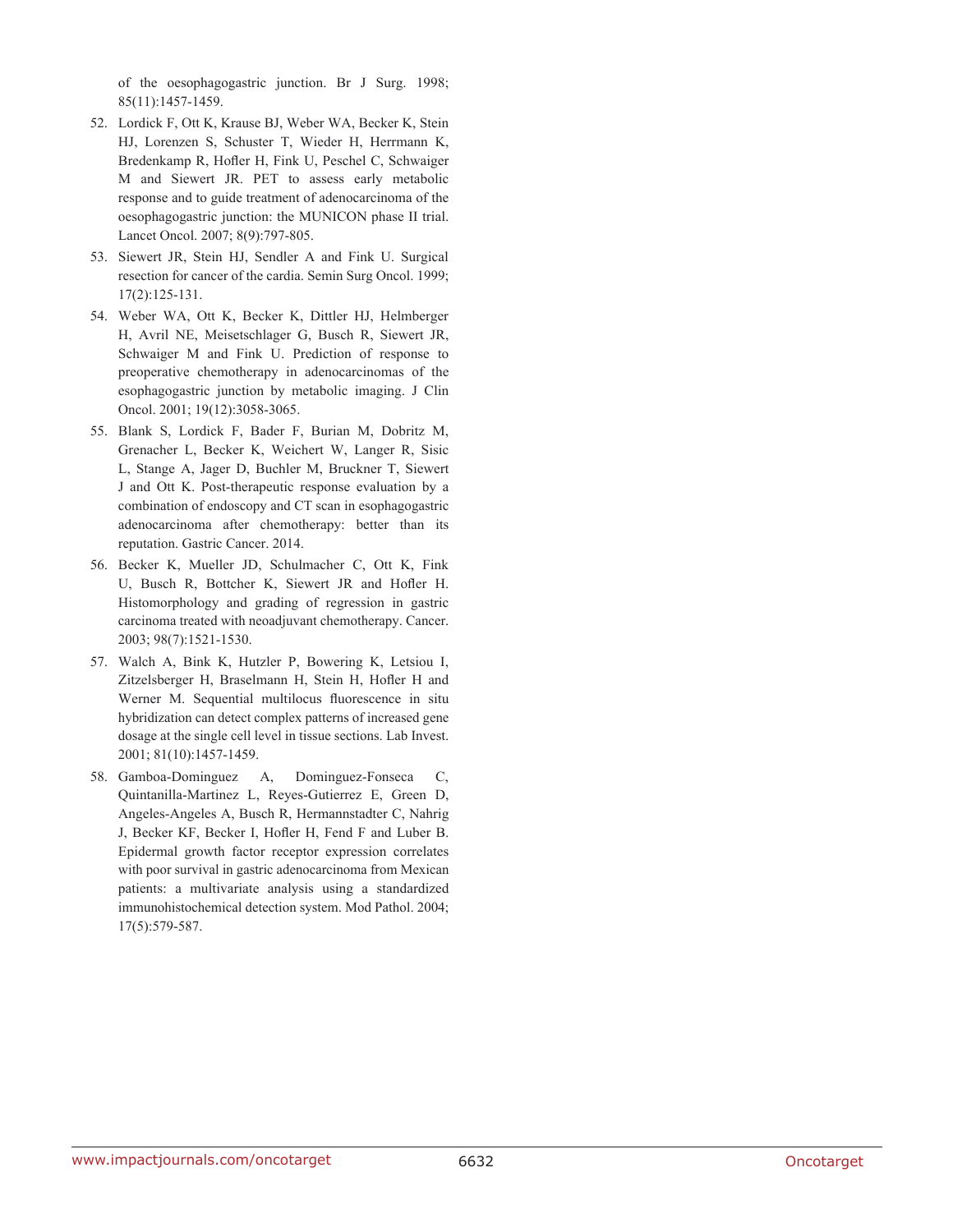of the oesophagogastric junction. Br J Surg. 1998; 85(11):1457-1459.

52. Lordick F, Ott K, Krause BJ, Weber WA, Becker K, Stein HJ, Lorenzen S, Schuster T, Wieder H, Herrmann K, Bredenkamp R, Hofler H, Fink U, Peschel C, Schwaiger M and Siewert JR. PET to assess early metabolic response and to guide treatment of adenocarcinoma of the oesophagogastric junction: the MUNICON phase II trial. Lancet Oncol. 2007; 8(9):797-805.

53. Siewert JR, Stein HJ, Sendler A and Fink U. Surgical resection for cancer of the cardia. Semin Surg Oncol. 1999; 17(2):125-131.

54. Weber WA, Ott K, Becker K, Dittler HJ, Helmberger H, Avril NE, Meisetschlager G, Busch R, Siewert JR, Schwaiger M and Fink U. Prediction of response to preoperative chemotherapy in adenocarcinomas of the esophagogastric junction by metabolic imaging. J Clin Oncol. 2001; 19(12):3058-3065.

55. Blank S, Lordick F, Bader F, Burian M, Dobritz M, Grenacher L, Becker K, Weichert W, Langer R, Sisic L, Stange A, Jager D, Buchler M, Bruckner T, Siewert J and Ott K. Post-therapeutic response evaluation by a combination of endoscopy and CT scan in esophagogastric adenocarcinoma after chemotherapy: better than its reputation. Gastric Cancer. 2014.

56. Becker K, Mueller JD, Schulmacher C, Ott K, Fink U, Busch R, Bottcher K, Siewert JR and Hofler H. Histomorphology and grading of regression in gastric carcinoma treated with neoadjuvant chemotherapy. Cancer. 2003; 98(7):1521-1530.

57. Walch A, Bink K, Hutzler P, Bowering K, Letsiou I, Zitzelsberger H, Braselmann H, Stein H, Hofler H and Werner M. Sequential multilocus fluorescence in situ hybridization can detect complex patterns of increased gene dosage at the single cell level in tissue sections. Lab Invest. 2001; 81(10):1457-1459.

58. Gamboa-Dominguez A, Dominguez-Fonseca C, Quintanilla-Martinez L, Reyes-Gutierrez E, Green D, Angeles-Angeles A, Busch R, Hermannstadter C, Nahrig J, Becker KF, Becker I, Hofler H, Fend F and Luber B. Epidermal growth factor receptor expression correlates with poor survival in gastric adenocarcinoma from Mexican patients: a multivariate analysis using a standardized immunohistochemical detection system. Mod Pathol. 2004; 17(5):579-587.